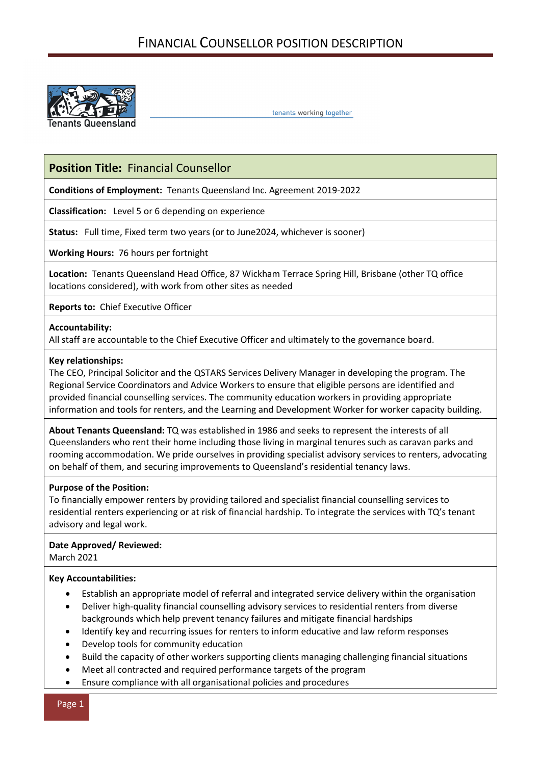# FINANCIAL COUNSELLOR POSITION DESCRIPTION

Tenants Queensland

tenants working together

## Position Title: Financial Counsellor

**Conditions of Employment:** Tenants Queensland Inc. Agreement 2019-2022

**Classification:** Level 5 or 6 depending on experience

**Status:** Full time, Fixed term two years (or to June2024, whichever is sooner)

**Working Hours:** 76 hours per fortnight

**Location:** Tenants Queensland Head Office, 87 Wickham Terrace Spring Hill, Brisbane (other TQ office locations considered), with work from other sites as needed

**Reports to:** Chief Executive Officer

**Accountability:**
All staff are accountable to the Chief Executive Officer and ultimately to the governance board.

**Key relationships:**
The CEO, Principal Solicitor and the QSTARS Services Delivery Manager in developing the program. The Regional Service Coordinators and Advice Workers to ensure that eligible persons are identified and provided financial counselling services. The community education workers in providing appropriate information and tools for renters, and the Learning and Development Worker for worker capacity building.

**About Tenants Queensland:** TQ was established in 1986 and seeks to represent the interests of all Queenslanders who rent their home including those living in marginal tenures such as caravan parks and rooming accommodation. We pride ourselves in providing specialist advisory services to renters, advocating on behalf of them, and securing improvements to Queensland's residential tenancy laws.

**Purpose of the Position:**
To financially empower renters by providing tailored and specialist financial counselling services to residential renters experiencing or at risk of financial hardship. To integrate the services with TQ's tenant advisory and legal work.

**Date Approved/ Reviewed:**
March 2021

**Key Accountabilities:**

- Establish an appropriate model of referral and integrated service delivery within the organisation
- Deliver high-quality financial counselling advisory services to residential renters from diverse backgrounds which help prevent tenancy failures and mitigate financial hardships
- Identify key and recurring issues for renters to inform educative and law reform responses
- Develop tools for community education
- Build the capacity of other workers supporting clients managing challenging financial situations
- Meet all contracted and required performance targets of the program
- Ensure compliance with all organisational policies and procedures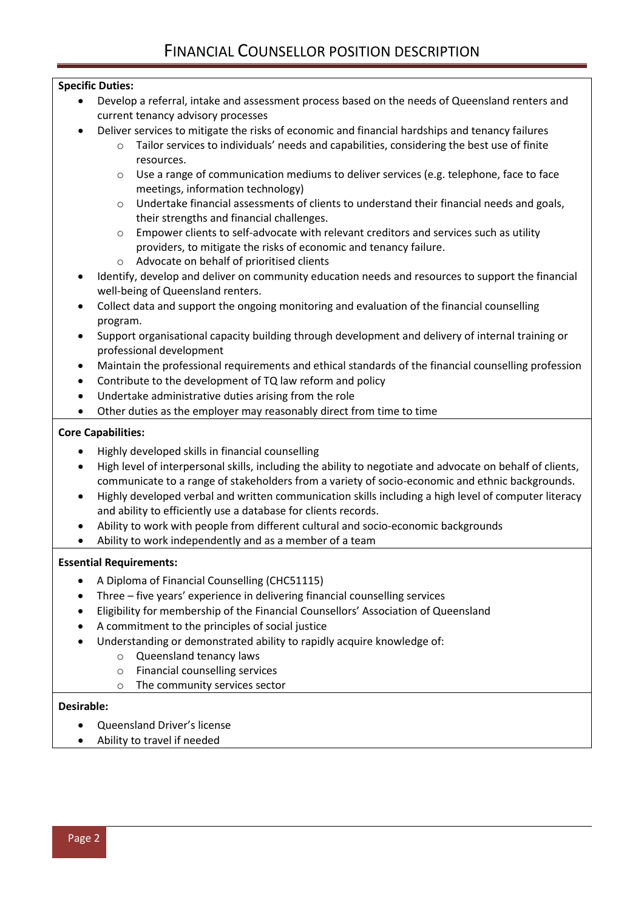**Specific Duties:**

- Develop a referral, intake and assessment process based on the needs of Queensland renters and current tenancy advisory processes
- Deliver services to mitigate the risks of economic and financial hardships and tenancy failures
  - Tailor services to individuals' needs and capabilities, considering the best use of finite resources.
  - Use a range of communication mediums to deliver services (e.g. telephone, face to face meetings, information technology)
  - Undertake financial assessments of clients to understand their financial needs and goals, their strengths and financial challenges.
  - Empower clients to self-advocate with relevant creditors and services such as utility providers, to mitigate the risks of economic and tenancy failure.
  - Advocate on behalf of prioritised clients
- Identify, develop and deliver on community education needs and resources to support the financial well-being of Queensland renters.
- Collect data and support the ongoing monitoring and evaluation of the financial counselling program.
- Support organisational capacity building through development and delivery of internal training or professional development
- Maintain the professional requirements and ethical standards of the financial counselling profession
- Contribute to the development of TQ law reform and policy
- Undertake administrative duties arising from the role
- Other duties as the employer may reasonably direct from time to time

**Core Capabilities:**

- Highly developed skills in financial counselling
- High level of interpersonal skills, including the ability to negotiate and advocate on behalf of clients, communicate to a range of stakeholders from a variety of socio-economic and ethnic backgrounds.
- Highly developed verbal and written communication skills including a high level of computer literacy and ability to efficiently use a database for clients records.
- Ability to work with people from different cultural and socio-economic backgrounds
- Ability to work independently and as a member of a team

**Essential Requirements:**

- A Diploma of Financial Counselling (CHC51115)
- Three – five years' experience in delivering financial counselling services
- Eligibility for membership of the Financial Counsellors' Association of Queensland
- A commitment to the principles of social justice
- Understanding or demonstrated ability to rapidly acquire knowledge of:
  - Queensland tenancy laws
  - Financial counselling services
  - The community services sector

**Desirable:**

- Queensland Driver's license
- Ability to travel if needed